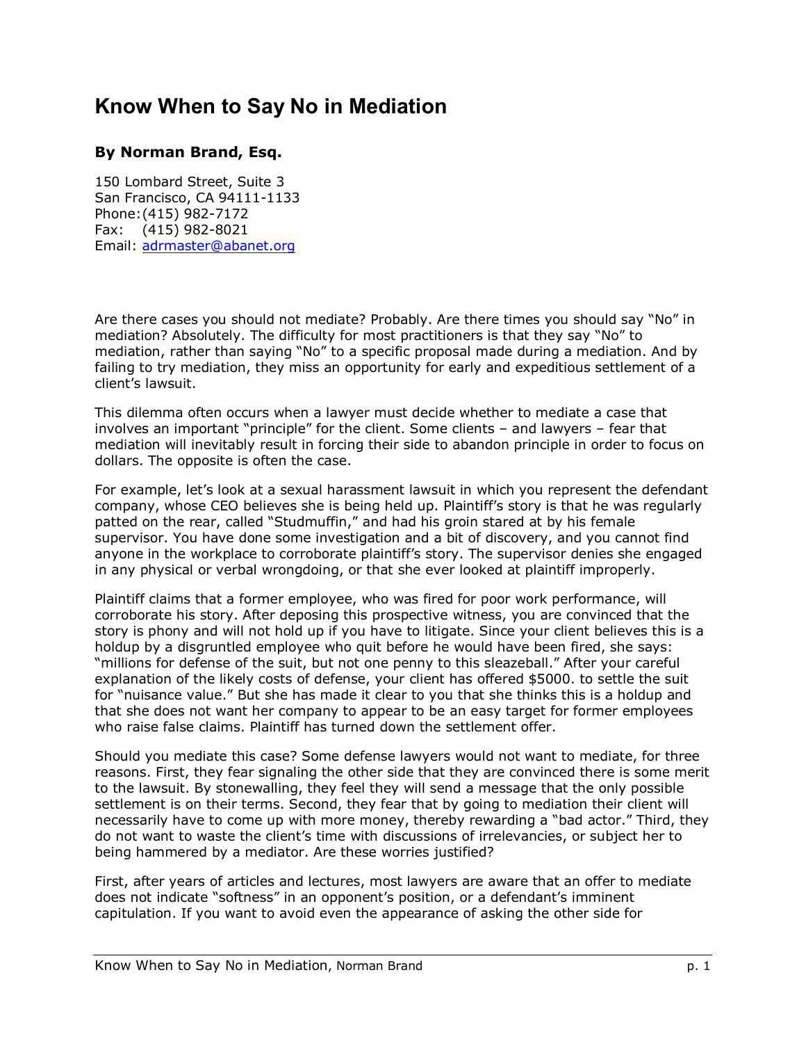# Know When to Say No in Mediation

**By Norman Brand, Esq.**

150 Lombard Street, Suite 3
San Francisco, CA 94111-1133
Phone: (415) 982-7172
Fax: (415) 982-8021
Email: [adrmaster@abanet.org](mailto:adrmaster@abanet.org)

Are there cases you should not mediate? Probably. Are there times you should say "No" in mediation? Absolutely. The difficulty for most practitioners is that they say "No" to mediation, rather than saying "No" to a specific proposal made during a mediation. And by failing to try mediation, they miss an opportunity for early and expeditious settlement of a client's lawsuit.

This dilemma often occurs when a lawyer must decide whether to mediate a case that involves an important "principle" for the client. Some clients – and lawyers – fear that mediation will inevitably result in forcing their side to abandon principle in order to focus on dollars. The opposite is often the case.

For example, let's look at a sexual harassment lawsuit in which you represent the defendant company, whose CEO believes she is being held up. Plaintiff's story is that he was regularly patted on the rear, called "Studmuffin," and had his groin stared at by his female supervisor. You have done some investigation and a bit of discovery, and you cannot find anyone in the workplace to corroborate plaintiff's story. The supervisor denies she engaged in any physical or verbal wrongdoing, or that she ever looked at plaintiff improperly.

Plaintiff claims that a former employee, who was fired for poor work performance, will corroborate his story. After deposing this prospective witness, you are convinced that the story is phony and will not hold up if you have to litigate. Since your client believes this is a holdup by a disgruntled employee who quit before he would have been fired, she says: "millions for defense of the suit, but not one penny to this sleazeball." After your careful explanation of the likely costs of defense, your client has offered $5000. to settle the suit for "nuisance value." But she has made it clear to you that she thinks this is a holdup and that she does not want her company to appear to be an easy target for former employees who raise false claims. Plaintiff has turned down the settlement offer.

Should you mediate this case? Some defense lawyers would not want to mediate, for three reasons. First, they fear signaling the other side that they are convinced there is some merit to the lawsuit. By stonewalling, they feel they will send a message that the only possible settlement is on their terms. Second, they fear that by going to mediation their client will necessarily have to come up with more money, thereby rewarding a "bad actor." Third, they do not want to waste the client's time with discussions of irrelevancies, or subject her to being hammered by a mediator. Are these worries justified?

First, after years of articles and lectures, most lawyers are aware that an offer to mediate does not indicate "softness" in an opponent's position, or a defendant's imminent capitulation. If you want to avoid even the appearance of asking the other side for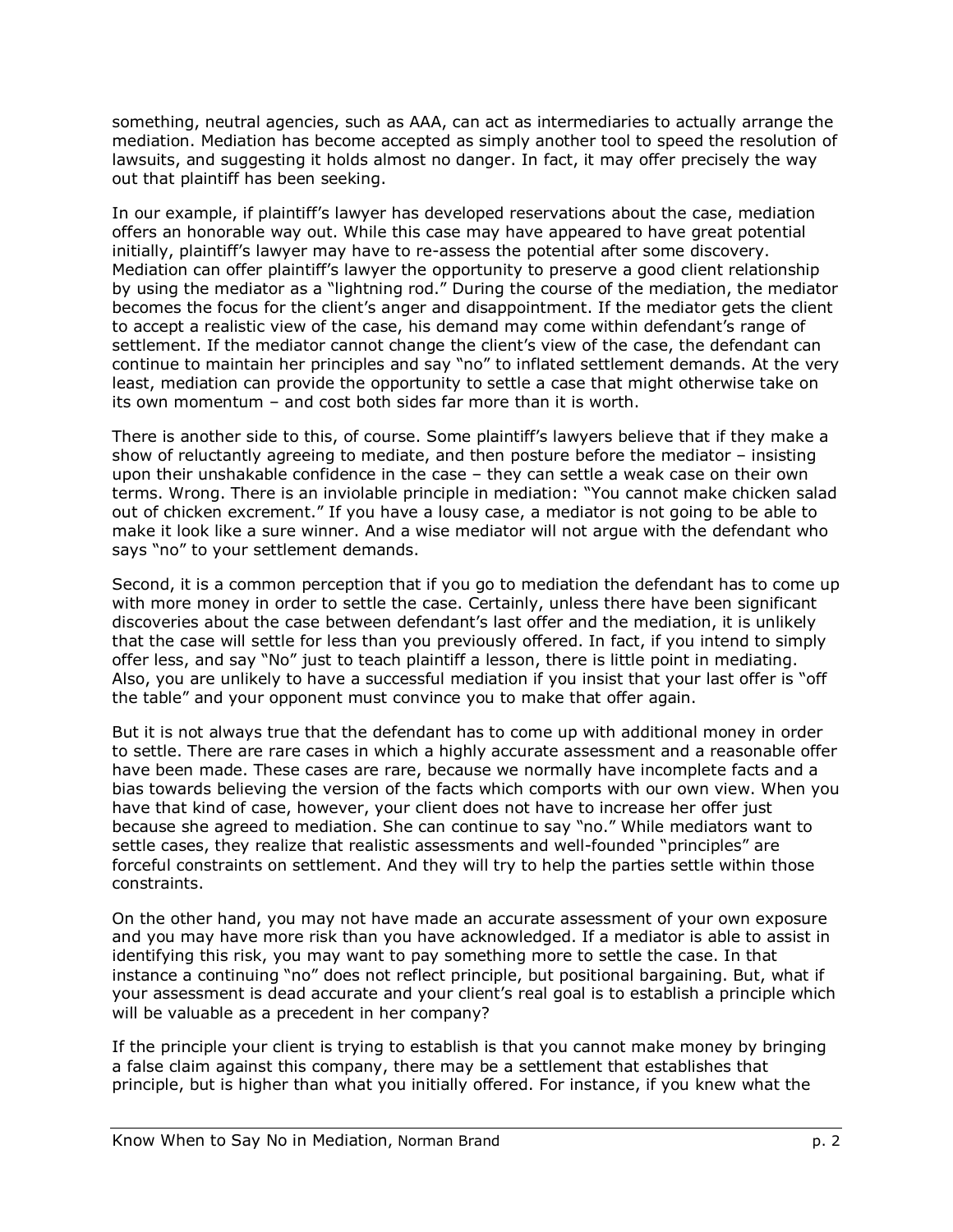something, neutral agencies, such as AAA, can act as intermediaries to actually arrange the mediation. Mediation has become accepted as simply another tool to speed the resolution of lawsuits, and suggesting it holds almost no danger. In fact, it may offer precisely the way out that plaintiff has been seeking.

In our example, if plaintiff's lawyer has developed reservations about the case, mediation offers an honorable way out. While this case may have appeared to have great potential initially, plaintiff's lawyer may have to re-assess the potential after some discovery. Mediation can offer plaintiff's lawyer the opportunity to preserve a good client relationship by using the mediator as a "lightning rod." During the course of the mediation, the mediator becomes the focus for the client's anger and disappointment. If the mediator gets the client to accept a realistic view of the case, his demand may come within defendant's range of settlement. If the mediator cannot change the client's view of the case, the defendant can continue to maintain her principles and say "no" to inflated settlement demands. At the very least, mediation can provide the opportunity to settle a case that might otherwise take on its own momentum – and cost both sides far more than it is worth.

There is another side to this, of course. Some plaintiff's lawyers believe that if they make a show of reluctantly agreeing to mediate, and then posture before the mediator – insisting upon their unshakable confidence in the case – they can settle a weak case on their own terms. Wrong. There is an inviolable principle in mediation: "You cannot make chicken salad out of chicken excrement." If you have a lousy case, a mediator is not going to be able to make it look like a sure winner. And a wise mediator will not argue with the defendant who says "no" to your settlement demands.

Second, it is a common perception that if you go to mediation the defendant has to come up with more money in order to settle the case. Certainly, unless there have been significant discoveries about the case between defendant's last offer and the mediation, it is unlikely that the case will settle for less than you previously offered. In fact, if you intend to simply offer less, and say "No" just to teach plaintiff a lesson, there is little point in mediating. Also, you are unlikely to have a successful mediation if you insist that your last offer is "off the table" and your opponent must convince you to make that offer again.

But it is not always true that the defendant has to come up with additional money in order to settle. There are rare cases in which a highly accurate assessment and a reasonable offer have been made. These cases are rare, because we normally have incomplete facts and a bias towards believing the version of the facts which comports with our own view. When you have that kind of case, however, your client does not have to increase her offer just because she agreed to mediation. She can continue to say "no." While mediators want to settle cases, they realize that realistic assessments and well-founded "principles" are forceful constraints on settlement. And they will try to help the parties settle within those constraints.

On the other hand, you may not have made an accurate assessment of your own exposure and you may have more risk than you have acknowledged. If a mediator is able to assist in identifying this risk, you may want to pay something more to settle the case. In that instance a continuing "no" does not reflect principle, but positional bargaining. But, what if your assessment is dead accurate and your client's real goal is to establish a principle which will be valuable as a precedent in her company?

If the principle your client is trying to establish is that you cannot make money by bringing a false claim against this company, there may be a settlement that establishes that principle, but is higher than what you initially offered. For instance, if you knew what the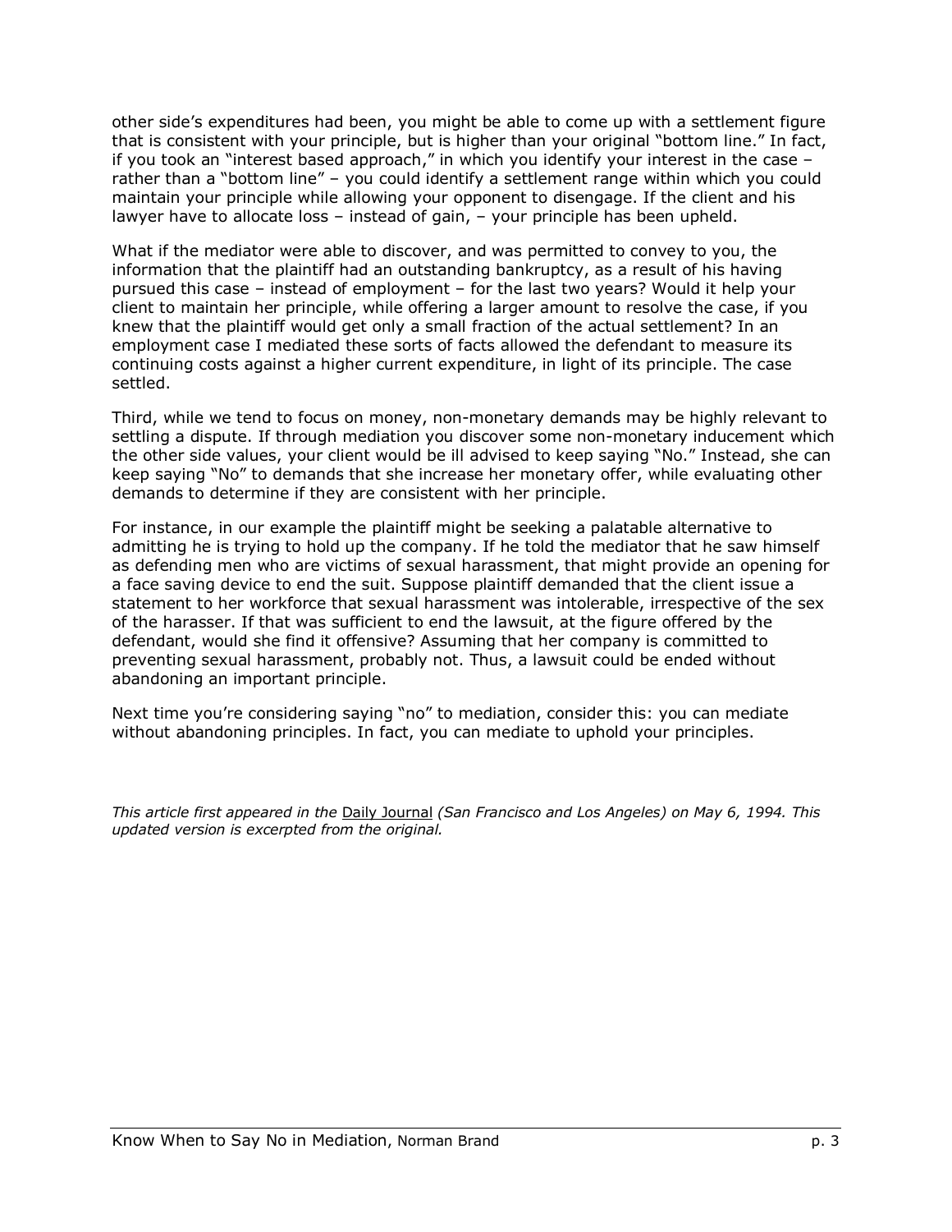other side's expenditures had been, you might be able to come up with a settlement figure that is consistent with your principle, but is higher than your original "bottom line." In fact, if you took an "interest based approach," in which you identify your interest in the case – rather than a "bottom line" – you could identify a settlement range within which you could maintain your principle while allowing your opponent to disengage. If the client and his lawyer have to allocate loss – instead of gain, – your principle has been upheld.

What if the mediator were able to discover, and was permitted to convey to you, the information that the plaintiff had an outstanding bankruptcy, as a result of his having pursued this case – instead of employment – for the last two years? Would it help your client to maintain her principle, while offering a larger amount to resolve the case, if you knew that the plaintiff would get only a small fraction of the actual settlement? In an employment case I mediated these sorts of facts allowed the defendant to measure its continuing costs against a higher current expenditure, in light of its principle. The case settled.

Third, while we tend to focus on money, non-monetary demands may be highly relevant to settling a dispute. If through mediation you discover some non-monetary inducement which the other side values, your client would be ill advised to keep saying "No." Instead, she can keep saying "No" to demands that she increase her monetary offer, while evaluating other demands to determine if they are consistent with her principle.

For instance, in our example the plaintiff might be seeking a palatable alternative to admitting he is trying to hold up the company. If he told the mediator that he saw himself as defending men who are victims of sexual harassment, that might provide an opening for a face saving device to end the suit. Suppose plaintiff demanded that the client issue a statement to her workforce that sexual harassment was intolerable, irrespective of the sex of the harasser. If that was sufficient to end the lawsuit, at the figure offered by the defendant, would she find it offensive? Assuming that her company is committed to preventing sexual harassment, probably not. Thus, a lawsuit could be ended without abandoning an important principle.

Next time you're considering saying "no" to mediation, consider this: you can mediate without abandoning principles. In fact, you can mediate to uphold your principles.

*This article first appeared in the* Daily Journal *(San Francisco and Los Angeles) on May 6, 1994. This updated version is excerpted from the original.*